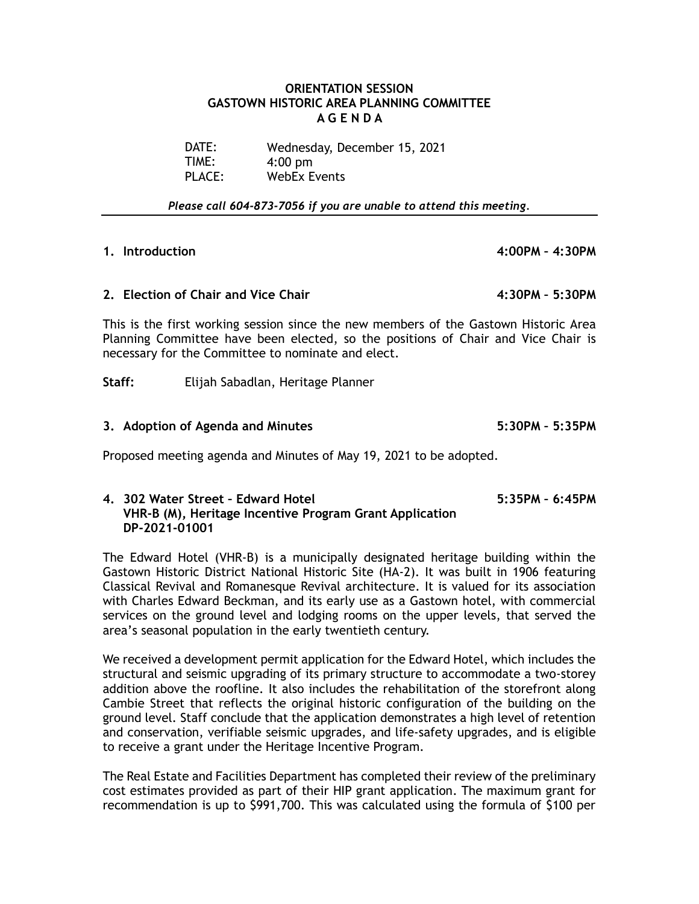# ORIENTATION SESSION
# GASTOWN HISTORIC AREA PLANNING COMMITTEE
# A G E N D A

DATE: Wednesday, December 15, 2021
TIME: 4:00 pm
PLACE: WebEx Events

*Please call 604-873-7056 if you are unable to attend this meeting.*

---

### 1. Introduction 4:00PM – 4:30PM

### 2. Election of Chair and Vice Chair 4:30PM – 5:30PM

This is the first working session since the new members of the Gastown Historic Area Planning Committee have been elected, so the positions of Chair and Vice Chair is necessary for the Committee to nominate and elect.

**Staff:** Elijah Sabadlan, Heritage Planner

### 3. Adoption of Agenda and Minutes 5:30PM – 5:35PM

Proposed meeting agenda and Minutes of May 19, 2021 to be adopted.

### 4. 302 Water Street – Edward Hotel 5:35PM – 6:45PM
### VHR-B (M), Heritage Incentive Program Grant Application
### DP-2021-01001

The Edward Hotel (VHR-B) is a municipally designated heritage building within the Gastown Historic District National Historic Site (HA-2). It was built in 1906 featuring Classical Revival and Romanesque Revival architecture. It is valued for its association with Charles Edward Beckman, and its early use as a Gastown hotel, with commercial services on the ground level and lodging rooms on the upper levels, that served the area's seasonal population in the early twentieth century.

We received a development permit application for the Edward Hotel, which includes the structural and seismic upgrading of its primary structure to accommodate a two-storey addition above the roofline. It also includes the rehabilitation of the storefront along Cambie Street that reflects the original historic configuration of the building on the ground level. Staff conclude that the application demonstrates a high level of retention and conservation, verifiable seismic upgrades, and life-safety upgrades, and is eligible to receive a grant under the Heritage Incentive Program.

The Real Estate and Facilities Department has completed their review of the preliminary cost estimates provided as part of their HIP grant application. The maximum grant for recommendation is up to $991,700. This was calculated using the formula of $100 per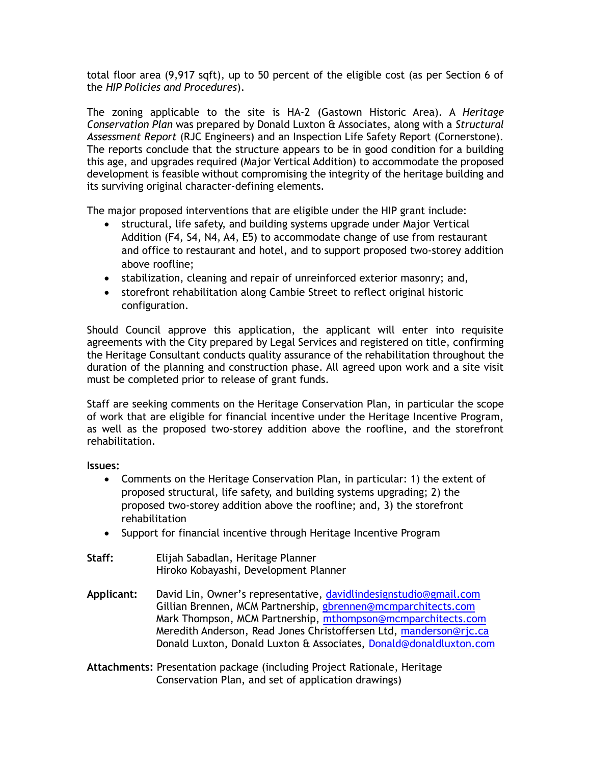total floor area (9,917 sqft), up to 50 percent of the eligible cost (as per Section 6 of the *HIP Policies and Procedures*).

The zoning applicable to the site is HA-2 (Gastown Historic Area). A *Heritage Conservation Plan* was prepared by Donald Luxton & Associates, along with a *Structural Assessment Report* (RJC Engineers) and an Inspection Life Safety Report (Cornerstone). The reports conclude that the structure appears to be in good condition for a building this age, and upgrades required (Major Vertical Addition) to accommodate the proposed development is feasible without compromising the integrity of the heritage building and its surviving original character-defining elements.

The major proposed interventions that are eligible under the HIP grant include:

- structural, life safety, and building systems upgrade under Major Vertical Addition (F4, S4, N4, A4, E5) to accommodate change of use from restaurant and office to restaurant and hotel, and to support proposed two-storey addition above roofline;
- stabilization, cleaning and repair of unreinforced exterior masonry; and,
- storefront rehabilitation along Cambie Street to reflect original historic configuration.

Should Council approve this application, the applicant will enter into requisite agreements with the City prepared by Legal Services and registered on title, confirming the Heritage Consultant conducts quality assurance of the rehabilitation throughout the duration of the planning and construction phase. All agreed upon work and a site visit must be completed prior to release of grant funds.

Staff are seeking comments on the Heritage Conservation Plan, in particular the scope of work that are eligible for financial incentive under the Heritage Incentive Program, as well as the proposed two-storey addition above the roofline, and the storefront rehabilitation.

**Issues:**

- Comments on the Heritage Conservation Plan, in particular: 1) the extent of proposed structural, life safety, and building systems upgrading; 2) the proposed two-storey addition above the roofline; and, 3) the storefront rehabilitation
- Support for financial incentive through Heritage Incentive Program

**Staff:** Elijah Sabadlan, Heritage Planner
Hiroko Kobayashi, Development Planner

**Applicant:** David Lin, Owner's representative, davidlindesignstudio@gmail.com
Gillian Brennen, MCM Partnership, gbrennen@mcmparchitects.com
Mark Thompson, MCM Partnership, mthompson@mcmparchitects.com
Meredith Anderson, Read Jones Christoffersen Ltd, manderson@rjc.ca
Donald Luxton, Donald Luxton & Associates, Donald@donaldluxton.com

**Attachments:** Presentation package (including Project Rationale, Heritage Conservation Plan, and set of application drawings)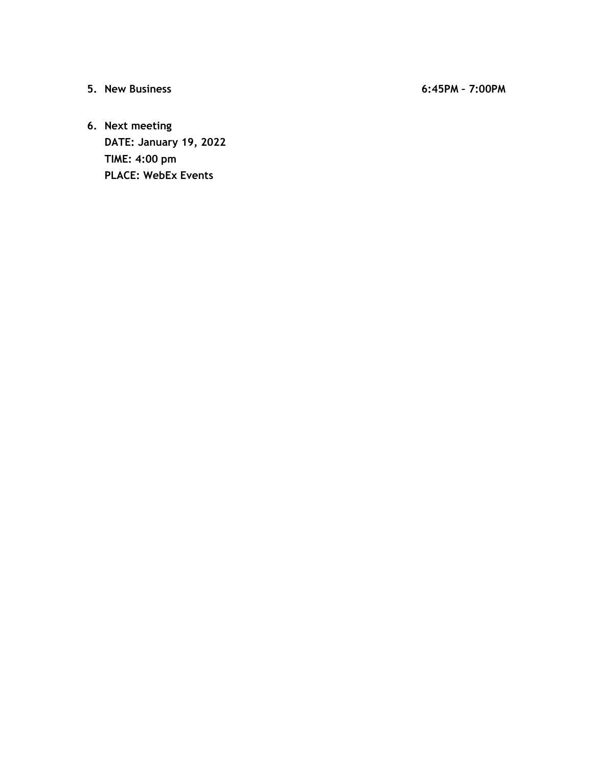5. **New Business** **6:45PM – 7:00PM**

6. **Next meeting**
   **DATE: January 19, 2022**
   **TIME: 4:00 pm**
   **PLACE: WebEx Events**